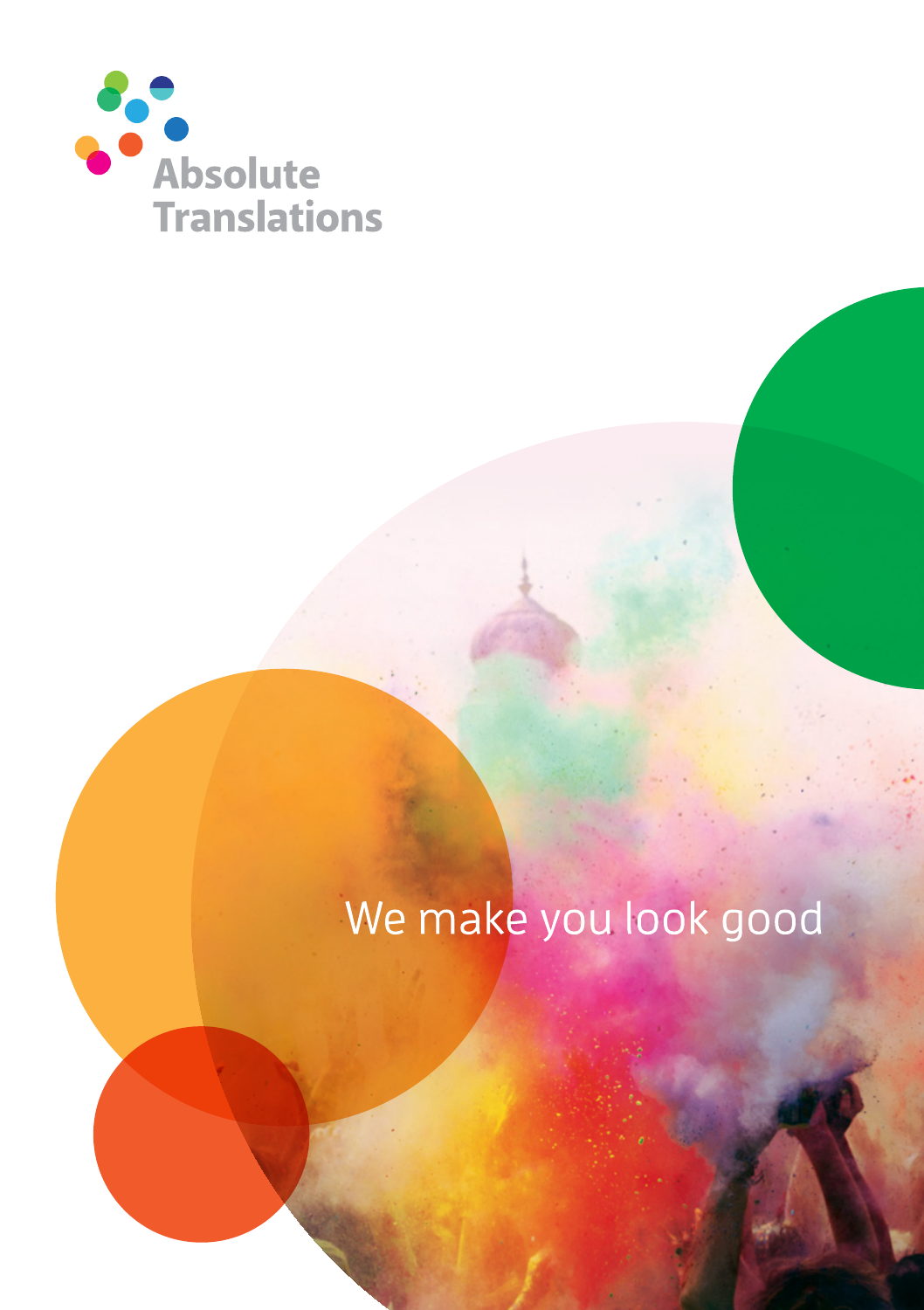Absolute Translations

# We make you look good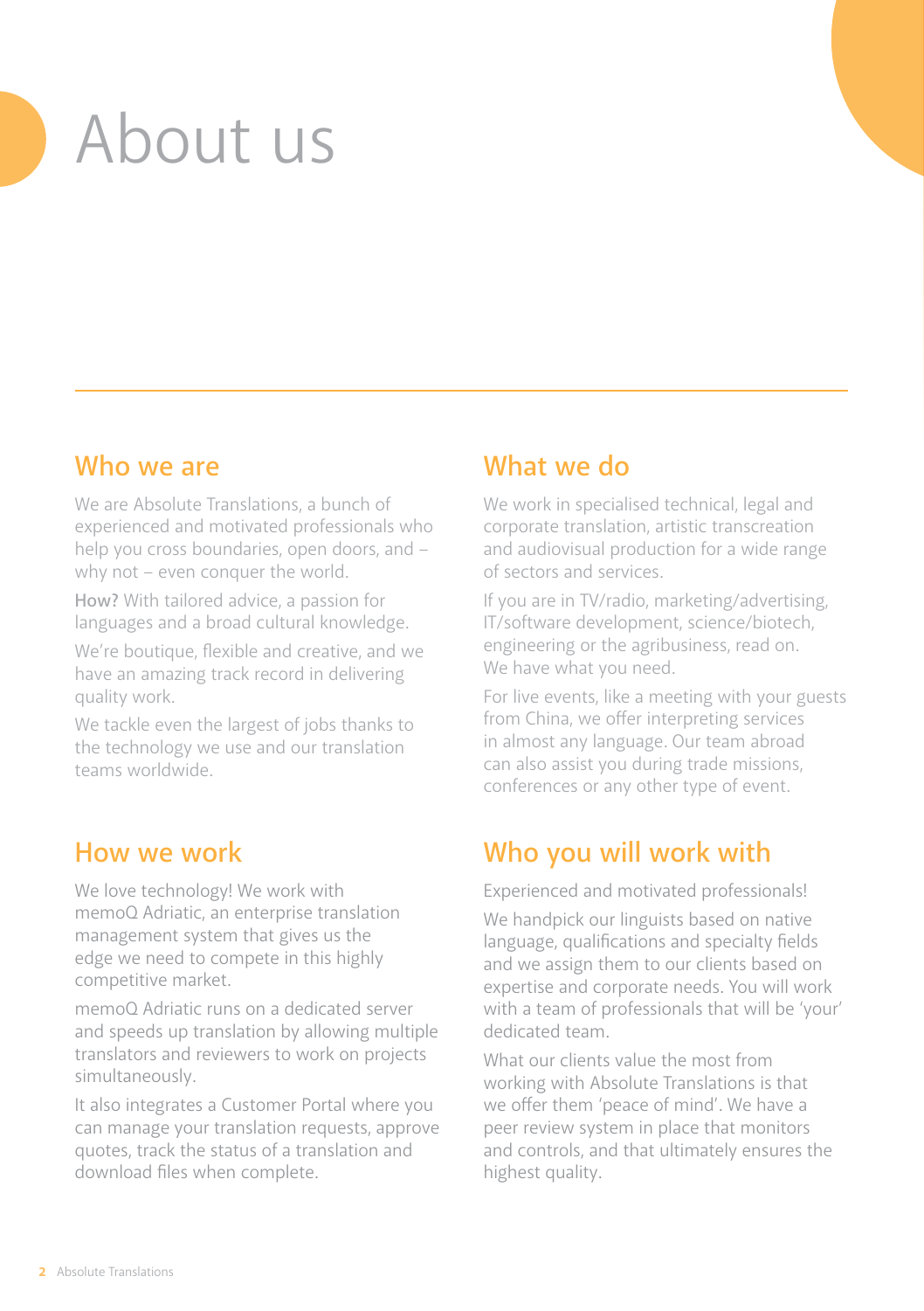# About us

## Who we are

We are Absolute Translations, a bunch of experienced and motivated professionals who help you cross boundaries, open doors, and – why not – even conquer the world.

**How?** With tailored advice, a passion for languages and a broad cultural knowledge.

We're boutique, flexible and creative, and we have an amazing track record in delivering quality work.

We tackle even the largest of jobs thanks to the technology we use and our translation teams worldwide.

## What we do

We work in specialised technical, legal and corporate translation, artistic transcreation and audiovisual production for a wide range of sectors and services.

If you are in TV/radio, marketing/advertising, IT/software development, science/biotech, engineering or the agribusiness, read on. We have what you need.

For live events, like a meeting with your guests from China, we offer interpreting services in almost any language. Our team abroad can also assist you during trade missions, conferences or any other type of event.

## How we work

We love technology! We work with memoQ Adriatic, an enterprise translation management system that gives us the edge we need to compete in this highly competitive market.

memoQ Adriatic runs on a dedicated server and speeds up translation by allowing multiple translators and reviewers to work on projects simultaneously.

It also integrates a Customer Portal where you can manage your translation requests, approve quotes, track the status of a translation and download files when complete.

## Who you will work with

Experienced and motivated professionals!

We handpick our linguists based on native language, qualifications and specialty fields and we assign them to our clients based on expertise and corporate needs. You will work with a team of professionals that will be 'your' dedicated team.

What our clients value the most from working with Absolute Translations is that we offer them 'peace of mind'. We have a peer review system in place that monitors and controls, and that ultimately ensures the highest quality.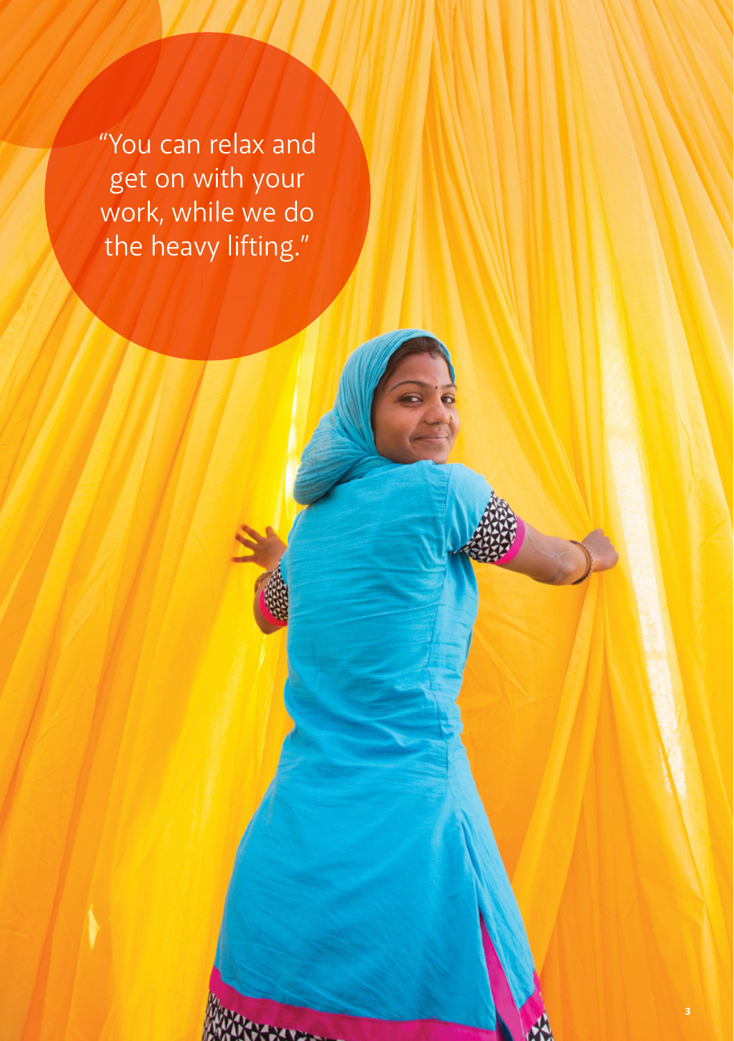"You can relax and get on with your work, while we do the heavy lifting."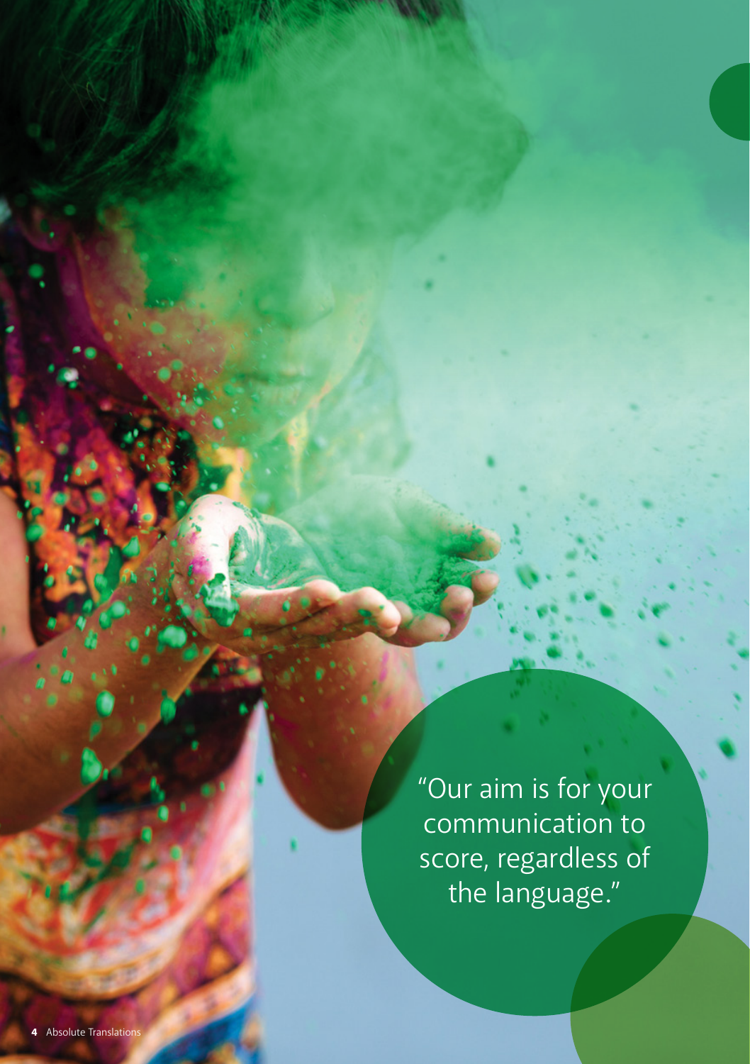"Our aim is for your communication to score, regardless of the language."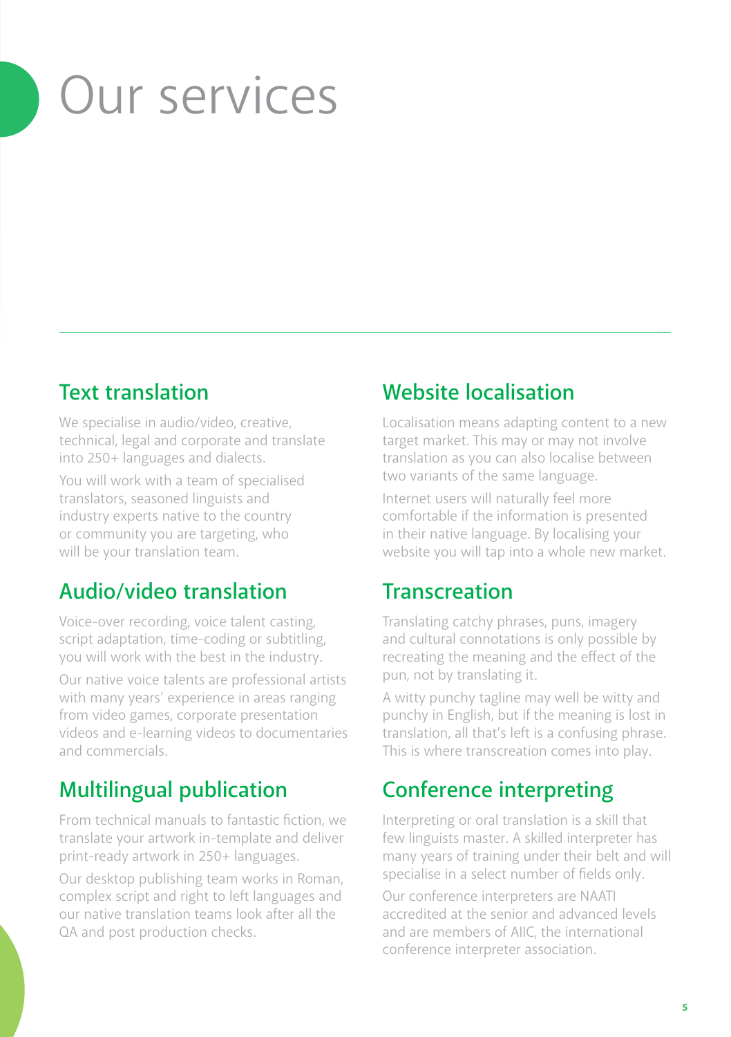# Our services

## Text translation

We specialise in audio/video, creative, technical, legal and corporate and translate into 250+ languages and dialects.

You will work with a team of specialised translators, seasoned linguists and industry experts native to the country or community you are targeting, who will be your translation team.

## Audio/video translation

Voice-over recording, voice talent casting, script adaptation, time-coding or subtitling, you will work with the best in the industry.

Our native voice talents are professional artists with many years' experience in areas ranging from video games, corporate presentation videos and e-learning videos to documentaries and commercials.

## Multilingual publication

From technical manuals to fantastic fiction, we translate your artwork in-template and deliver print-ready artwork in 250+ languages.

Our desktop publishing team works in Roman, complex script and right to left languages and our native translation teams look after all the QA and post production checks.

## Website localisation

Localisation means adapting content to a new target market. This may or may not involve translation as you can also localise between two variants of the same language.

Internet users will naturally feel more comfortable if the information is presented in their native language. By localising your website you will tap into a whole new market.

## Transcreation

Translating catchy phrases, puns, imagery and cultural connotations is only possible by recreating the meaning and the effect of the pun, not by translating it.

A witty punchy tagline may well be witty and punchy in English, but if the meaning is lost in translation, all that's left is a confusing phrase. This is where transcreation comes into play.

## Conference interpreting

Interpreting or oral translation is a skill that few linguists master. A skilled interpreter has many years of training under their belt and will specialise in a select number of fields only.

Our conference interpreters are NAATI accredited at the senior and advanced levels and are members of AIIC, the international conference interpreter association.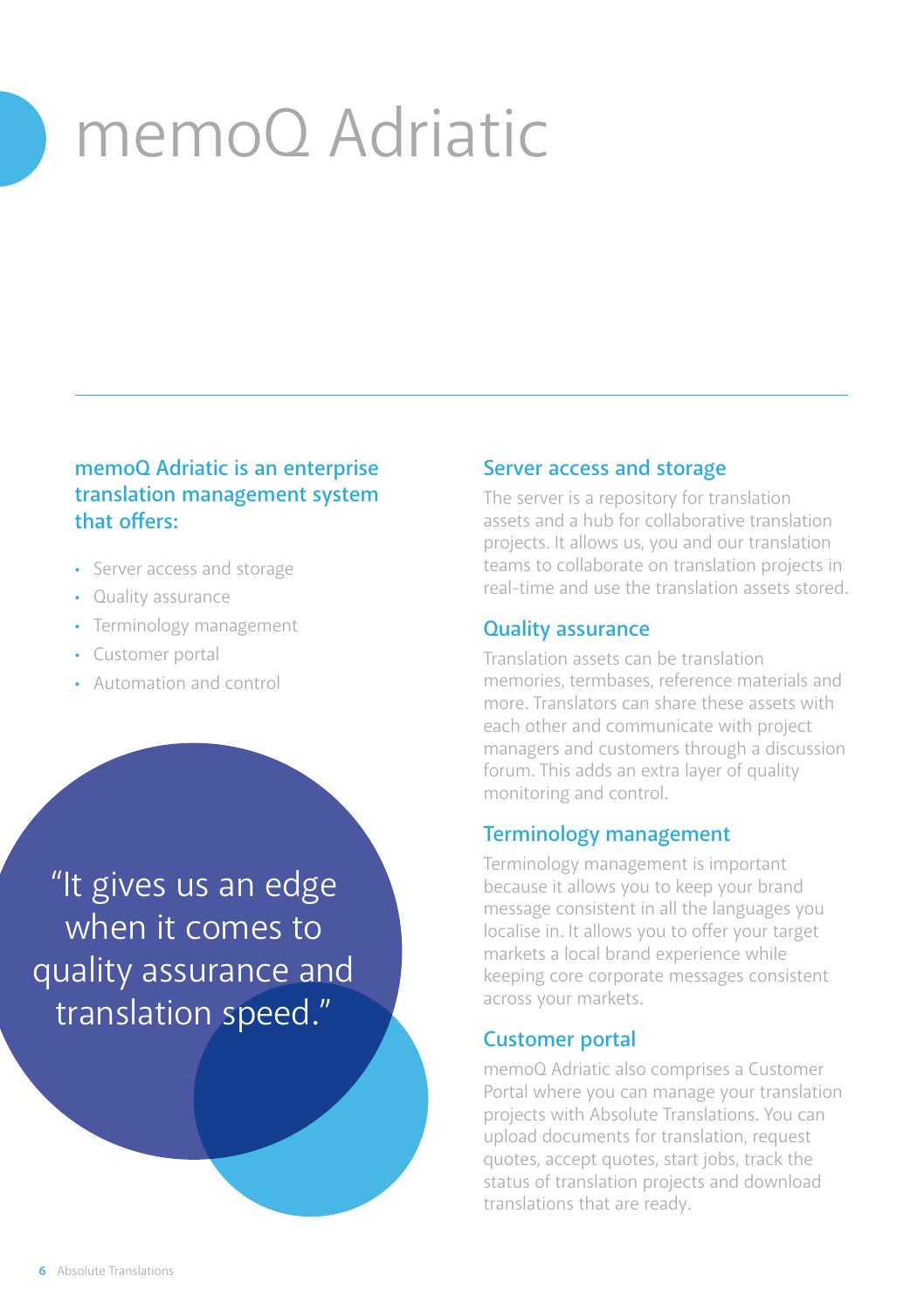# memoQ Adriatic

**memoQ Adriatic is an enterprise translation management system that offers:**

- Server access and storage
- Quality assurance
- Terminology management
- Customer portal
- Automation and control

"It gives us an edge when it comes to quality assurance and translation speed."

## Server access and storage

The server is a repository for translation assets and a hub for collaborative translation projects. It allows us, you and our translation teams to collaborate on translation projects in real-time and use the translation assets stored.

## Quality assurance

Translation assets can be translation memories, termbases, reference materials and more. Translators can share these assets with each other and communicate with project managers and customers through a discussion forum. This adds an extra layer of quality monitoring and control.

## Terminology management

Terminology management is important because it allows you to keep your brand message consistent in all the languages you localise in. It allows you to offer your target markets a local brand experience while keeping core corporate messages consistent across your markets.

## Customer portal

memoQ Adriatic also comprises a Customer Portal where you can manage your translation projects with Absolute Translations. You can upload documents for translation, request quotes, accept quotes, start jobs, track the status of translation projects and download translations that are ready.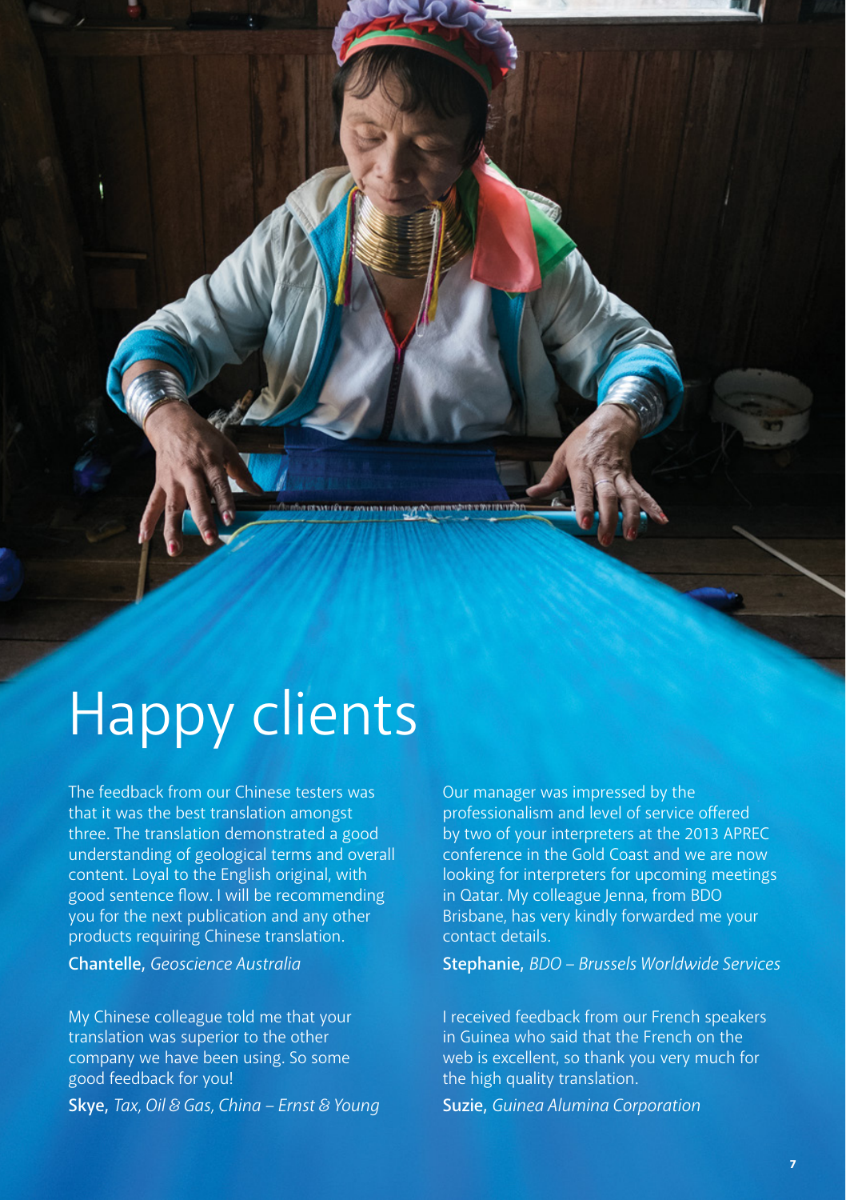# Happy clients

The feedback from our Chinese testers was that it was the best translation amongst three. The translation demonstrated a good understanding of geological terms and overall content. Loyal to the English original, with good sentence flow. I will be recommending you for the next publication and any other products requiring Chinese translation.

**Chantelle,** *Geoscience Australia*

My Chinese colleague told me that your translation was superior to the other company we have been using. So some good feedback for you!

**Skye,** *Tax, Oil & Gas, China – Ernst & Young*

Our manager was impressed by the professionalism and level of service offered by two of your interpreters at the 2013 APREC conference in the Gold Coast and we are now looking for interpreters for upcoming meetings in Qatar. My colleague Jenna, from BDO Brisbane, has very kindly forwarded me your contact details.

**Stephanie,** *BDO – Brussels Worldwide Services*

I received feedback from our French speakers in Guinea who said that the French on the web is excellent, so thank you very much for the high quality translation.

**Suzie,** *Guinea Alumina Corporation*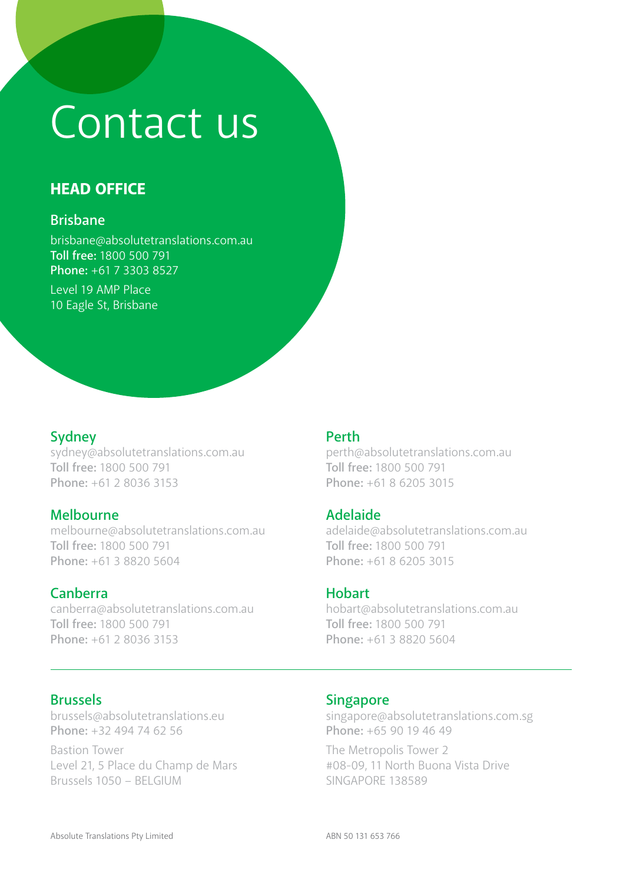# Contact us

## HEAD OFFICE

### Brisbane

brisbane@absolutetranslations.com.au
**Toll free:** 1800 500 791
**Phone:** +61 7 3303 8527

Level 19 AMP Place
10 Eagle St, Brisbane

### Sydney

sydney@absolutetranslations.com.au
**Toll free:** 1800 500 791
**Phone:** +61 2 8036 3153

### Melbourne

melbourne@absolutetranslations.com.au
**Toll free:** 1800 500 791
**Phone:** +61 3 8820 5604

### Canberra

canberra@absolutetranslations.com.au
**Toll free:** 1800 500 791
**Phone:** +61 2 8036 3153

### Perth

perth@absolutetranslations.com.au
**Toll free:** 1800 500 791
**Phone:** +61 8 6205 3015

### Adelaide

adelaide@absolutetranslations.com.au
**Toll free:** 1800 500 791
**Phone:** +61 8 6205 3015

### Hobart

hobart@absolutetranslations.com.au
**Toll free:** 1800 500 791
**Phone:** +61 3 8820 5604

---

### Brussels

brussels@absolutetranslations.eu
**Phone:** +32 494 74 62 56

Bastion Tower
Level 21, 5 Place du Champ de Mars
Brussels 1050 – BELGIUM

### Singapore

singapore@absolutetranslations.com.sg
**Phone:** +65 90 19 46 49

The Metropolis Tower 2
#08-09, 11 North Buona Vista Drive
SINGAPORE 138589

Absolute Translations Pty Limited

ABN 50 131 653 766